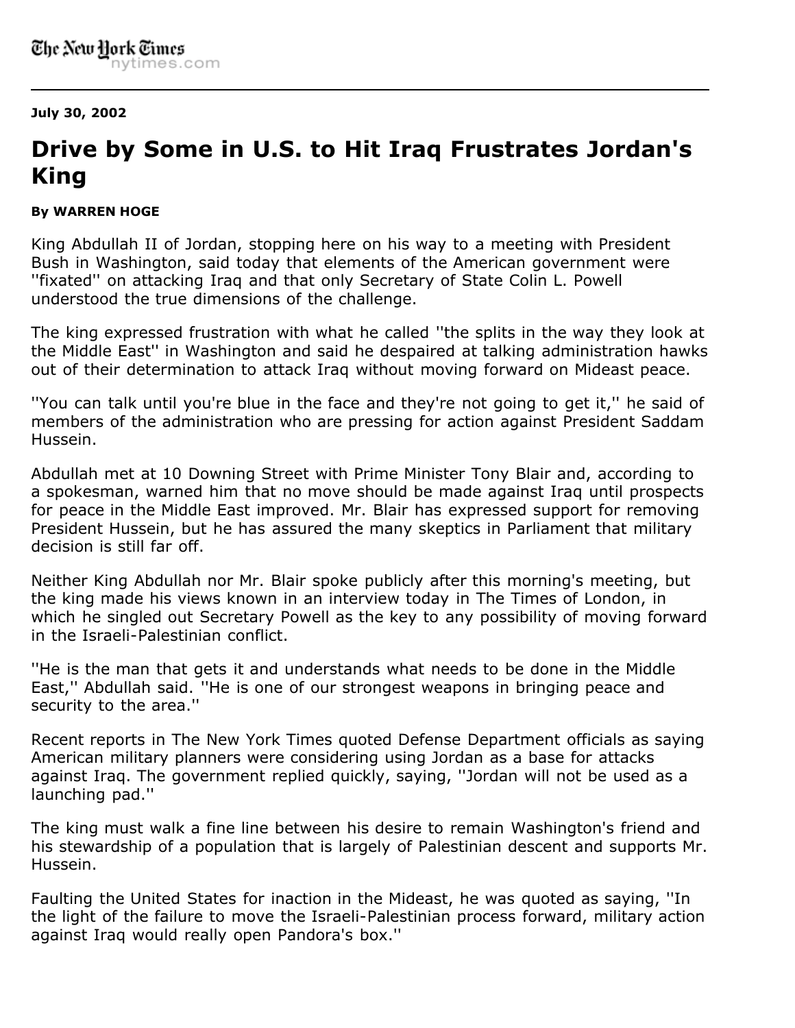The New York Times
nytimes.com

**July 30, 2002**

# Drive by Some in U.S. to Hit Iraq Frustrates Jordan's King

**By WARREN HOGE**

King Abdullah II of Jordan, stopping here on his way to a meeting with President Bush in Washington, said today that elements of the American government were ''fixated'' on attacking Iraq and that only Secretary of State Colin L. Powell understood the true dimensions of the challenge.

The king expressed frustration with what he called ''the splits in the way they look at the Middle East'' in Washington and said he despaired at talking administration hawks out of their determination to attack Iraq without moving forward on Mideast peace.

''You can talk until you're blue in the face and they're not going to get it,'' he said of members of the administration who are pressing for action against President Saddam Hussein.

Abdullah met at 10 Downing Street with Prime Minister Tony Blair and, according to a spokesman, warned him that no move should be made against Iraq until prospects for peace in the Middle East improved. Mr. Blair has expressed support for removing President Hussein, but he has assured the many skeptics in Parliament that military decision is still far off.

Neither King Abdullah nor Mr. Blair spoke publicly after this morning's meeting, but the king made his views known in an interview today in The Times of London, in which he singled out Secretary Powell as the key to any possibility of moving forward in the Israeli-Palestinian conflict.

''He is the man that gets it and understands what needs to be done in the Middle East,'' Abdullah said. ''He is one of our strongest weapons in bringing peace and security to the area.''

Recent reports in The New York Times quoted Defense Department officials as saying American military planners were considering using Jordan as a base for attacks against Iraq. The government replied quickly, saying, ''Jordan will not be used as a launching pad.''

The king must walk a fine line between his desire to remain Washington's friend and his stewardship of a population that is largely of Palestinian descent and supports Mr. Hussein.

Faulting the United States for inaction in the Mideast, he was quoted as saying, ''In the light of the failure to move the Israeli-Palestinian process forward, military action against Iraq would really open Pandora's box.''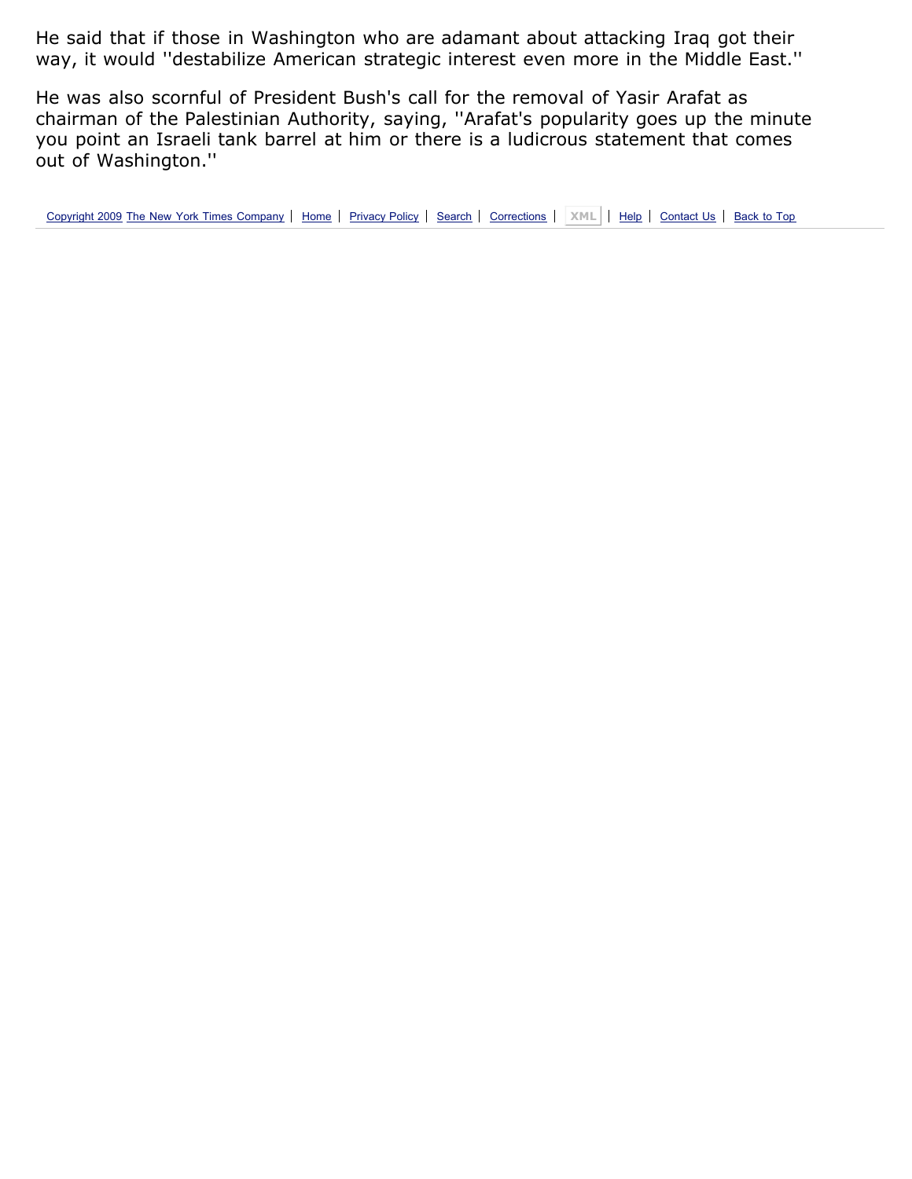He said that if those in Washington who are adamant about attacking Iraq got their way, it would ''destabilize American strategic interest even more in the Middle East.''

He was also scornful of President Bush's call for the removal of Yasir Arafat as chairman of the Palestinian Authority, saying, ''Arafat's popularity goes up the minute you point an Israeli tank barrel at him or there is a ludicrous statement that comes out of Washington.''